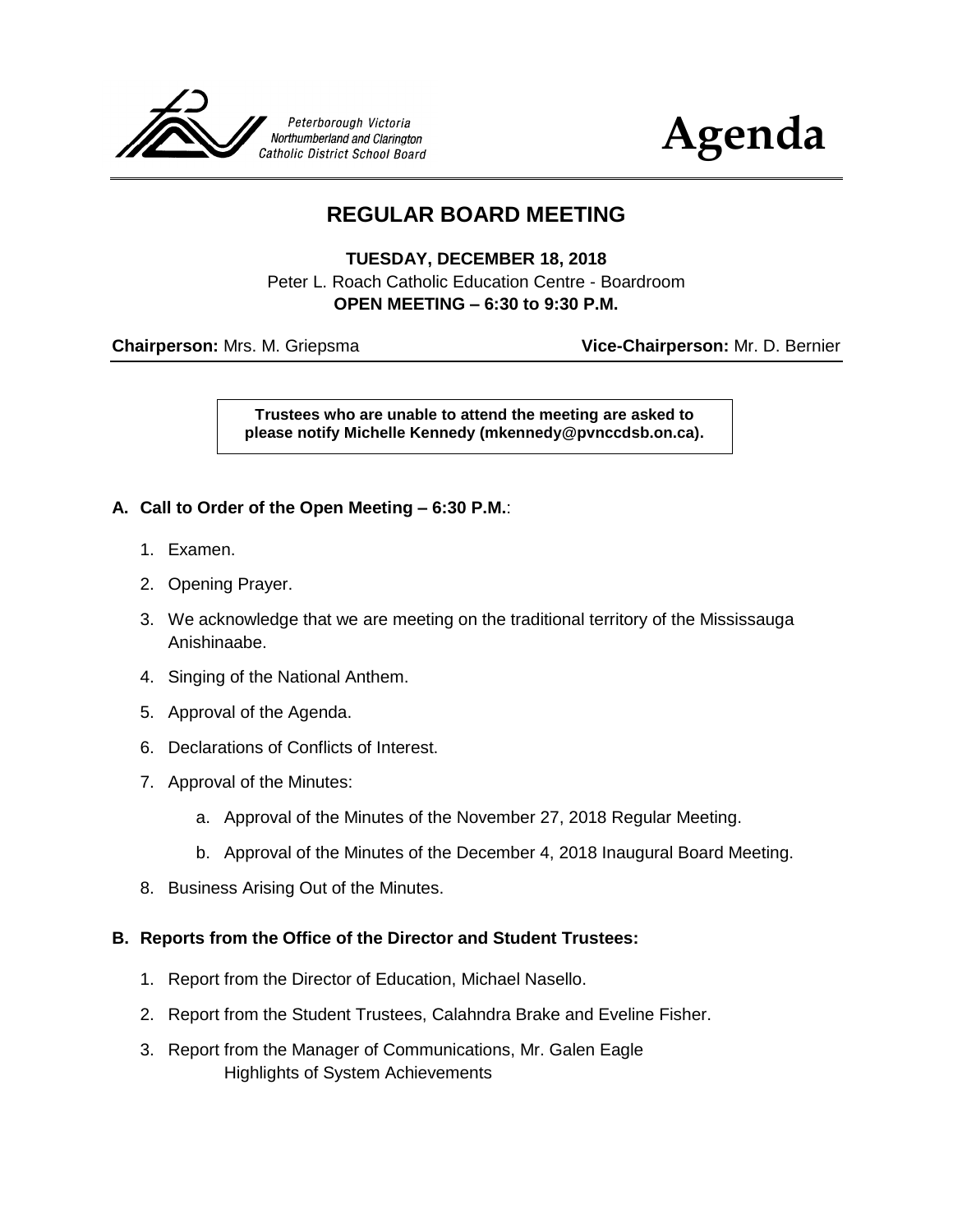Peterborough Victoria
Northumberland and Clarington
Catholic District School Board

# Agenda

## REGULAR BOARD MEETING

**TUESDAY, DECEMBER 18, 2018**
Peter L. Roach Catholic Education Centre - Boardroom
**OPEN MEETING – 6:30 to 9:30 P.M.**

**Chairperson:** Mrs. M. Griepsma **Vice-Chairperson:** Mr. D. Bernier

**Trustees who are unable to attend the meeting are asked to please notify Michelle Kennedy (mkennedy@pvnccdsb.on.ca).**

### A. Call to Order of the Open Meeting – 6:30 P.M.:

1. Examen.
2. Opening Prayer.
3. We acknowledge that we are meeting on the traditional territory of the Mississauga Anishinaabe.
4. Singing of the National Anthem.
5. Approval of the Agenda.
6. Declarations of Conflicts of Interest.
7. Approval of the Minutes:
    a. Approval of the Minutes of the November 27, 2018 Regular Meeting.
    b. Approval of the Minutes of the December 4, 2018 Inaugural Board Meeting.
8. Business Arising Out of the Minutes.

### B. Reports from the Office of the Director and Student Trustees:

1. Report from the Director of Education, Michael Nasello.
2. Report from the Student Trustees, Calahndra Brake and Eveline Fisher.
3. Report from the Manager of Communications, Mr. Galen Eagle
   Highlights of System Achievements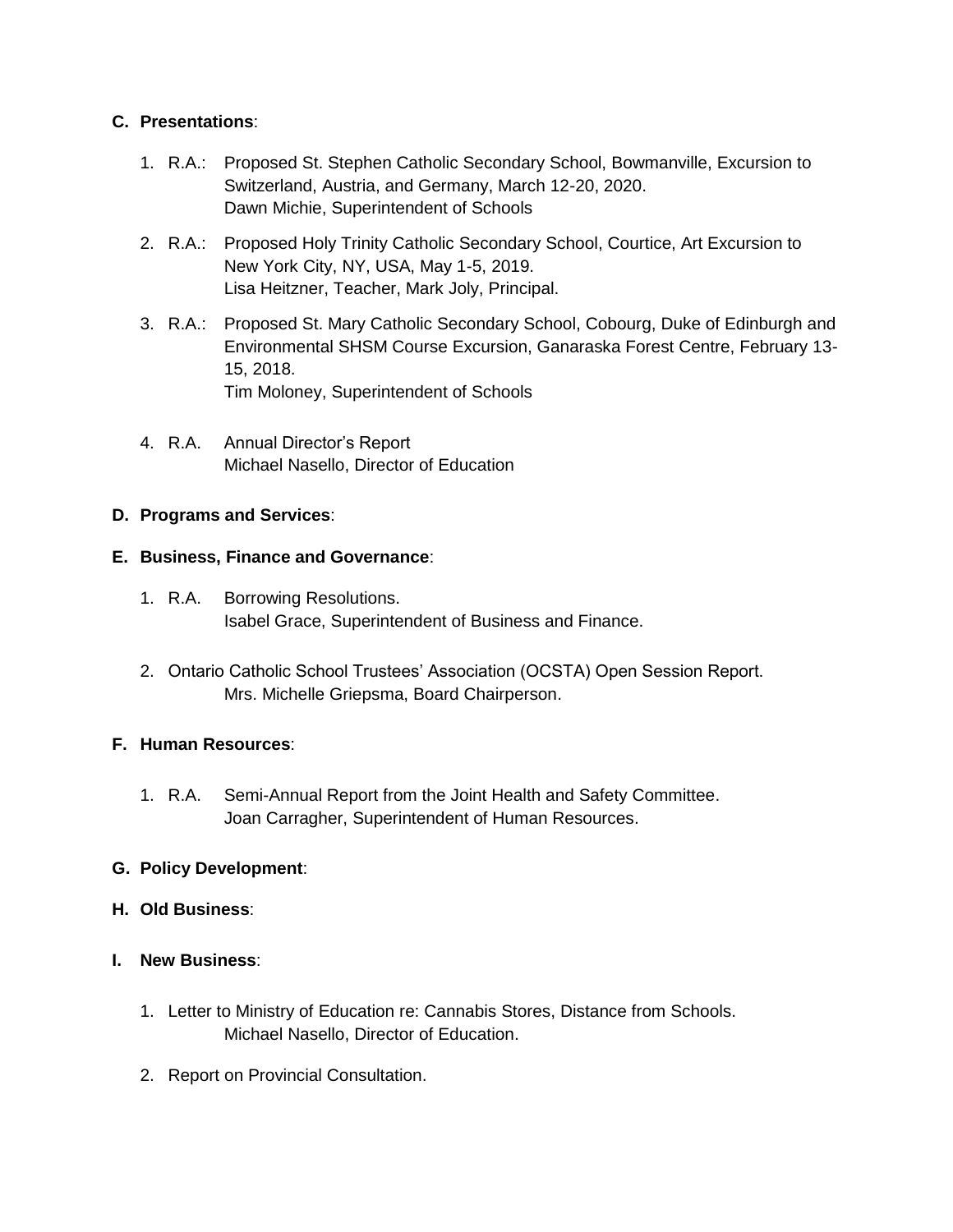**C. Presentations**:

1. R.A.: Proposed St. Stephen Catholic Secondary School, Bowmanville, Excursion to Switzerland, Austria, and Germany, March 12-20, 2020.
   Dawn Michie, Superintendent of Schools

2. R.A.: Proposed Holy Trinity Catholic Secondary School, Courtice, Art Excursion to New York City, NY, USA, May 1-5, 2019.
   Lisa Heitzner, Teacher, Mark Joly, Principal.

3. R.A.: Proposed St. Mary Catholic Secondary School, Cobourg, Duke of Edinburgh and Environmental SHSM Course Excursion, Ganaraska Forest Centre, February 13-15, 2018.
   Tim Moloney, Superintendent of Schools

4. R.A. Annual Director's Report
   Michael Nasello, Director of Education

**D. Programs and Services**:

**E. Business, Finance and Governance**:

1. R.A. Borrowing Resolutions.
   Isabel Grace, Superintendent of Business and Finance.

2. Ontario Catholic School Trustees' Association (OCSTA) Open Session Report.
   Mrs. Michelle Griepsma, Board Chairperson.

**F. Human Resources**:

1. R.A. Semi-Annual Report from the Joint Health and Safety Committee.
   Joan Carragher, Superintendent of Human Resources.

**G. Policy Development**:

**H. Old Business**:

**I. New Business**:

1. Letter to Ministry of Education re: Cannabis Stores, Distance from Schools.
   Michael Nasello, Director of Education.

2. Report on Provincial Consultation.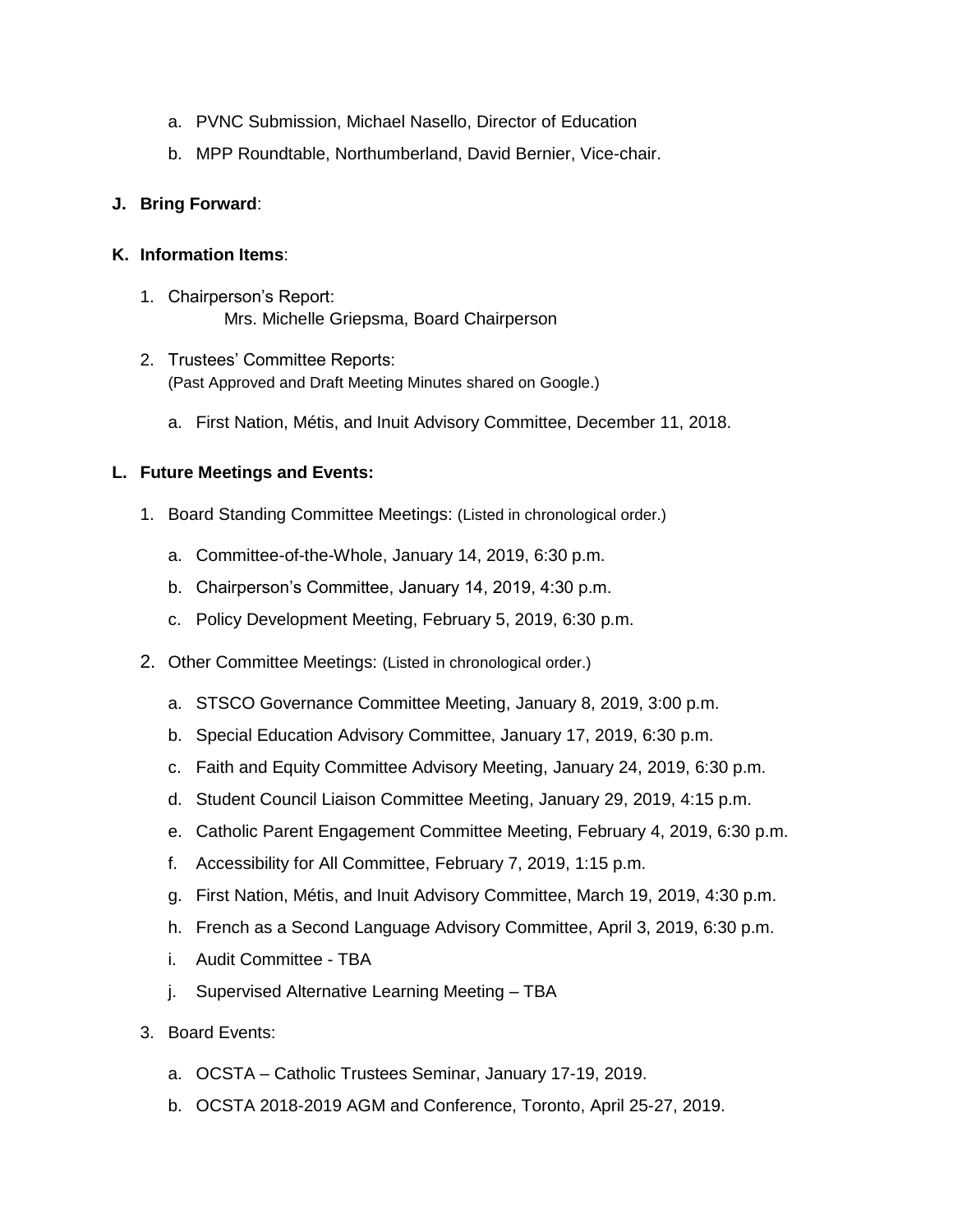a. PVNC Submission, Michael Nasello, Director of Education
b. MPP Roundtable, Northumberland, David Bernier, Vice-chair.

**J. Bring Forward**:

**K. Information Items**:

1. Chairperson's Report:
   Mrs. Michelle Griepsma, Board Chairperson

2. Trustees' Committee Reports:
   (Past Approved and Draft Meeting Minutes shared on Google.)

   a. First Nation, Métis, and Inuit Advisory Committee, December 11, 2018.

**L. Future Meetings and Events:**

1. Board Standing Committee Meetings: (Listed in chronological order.)

   a. Committee-of-the-Whole, January 14, 2019, 6:30 p.m.
   b. Chairperson's Committee, January 14, 2019, 4:30 p.m.
   c. Policy Development Meeting, February 5, 2019, 6:30 p.m.

2. Other Committee Meetings: (Listed in chronological order.)

   a. STSCO Governance Committee Meeting, January 8, 2019, 3:00 p.m.
   b. Special Education Advisory Committee, January 17, 2019, 6:30 p.m.
   c. Faith and Equity Committee Advisory Meeting, January 24, 2019, 6:30 p.m.
   d. Student Council Liaison Committee Meeting, January 29, 2019, 4:15 p.m.
   e. Catholic Parent Engagement Committee Meeting, February 4, 2019, 6:30 p.m.
   f. Accessibility for All Committee, February 7, 2019, 1:15 p.m.
   g. First Nation, Métis, and Inuit Advisory Committee, March 19, 2019, 4:30 p.m.
   h. French as a Second Language Advisory Committee, April 3, 2019, 6:30 p.m.
   i. Audit Committee - TBA
   j. Supervised Alternative Learning Meeting – TBA

3. Board Events:

   a. OCSTA – Catholic Trustees Seminar, January 17-19, 2019.
   b. OCSTA 2018-2019 AGM and Conference, Toronto, April 25-27, 2019.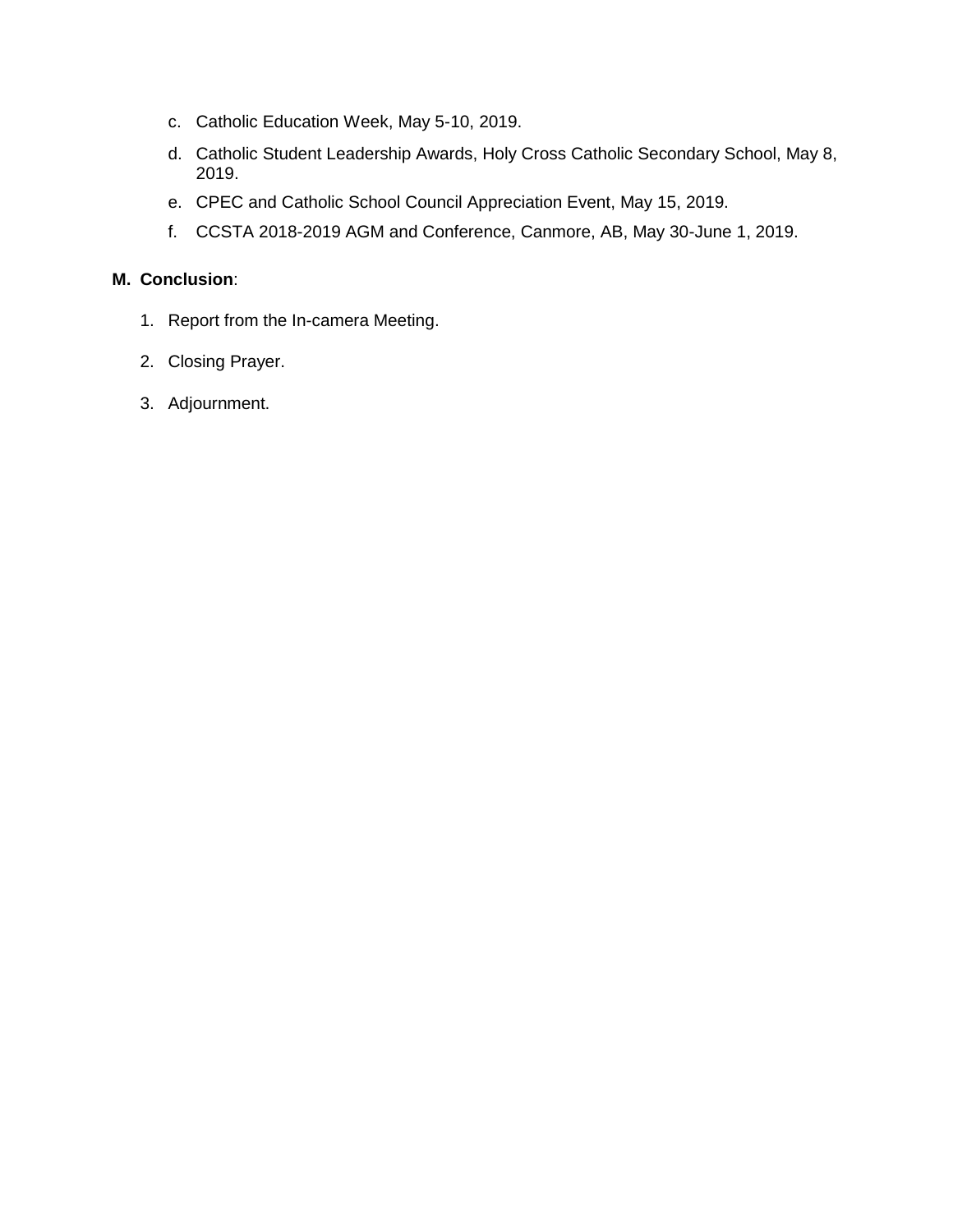c. Catholic Education Week, May 5-10, 2019.

d. Catholic Student Leadership Awards, Holy Cross Catholic Secondary School, May 8, 2019.

e. CPEC and Catholic School Council Appreciation Event, May 15, 2019.

f. CCSTA 2018-2019 AGM and Conference, Canmore, AB, May 30-June 1, 2019.

**M. Conclusion**:

1. Report from the In-camera Meeting.

2. Closing Prayer.

3. Adjournment.